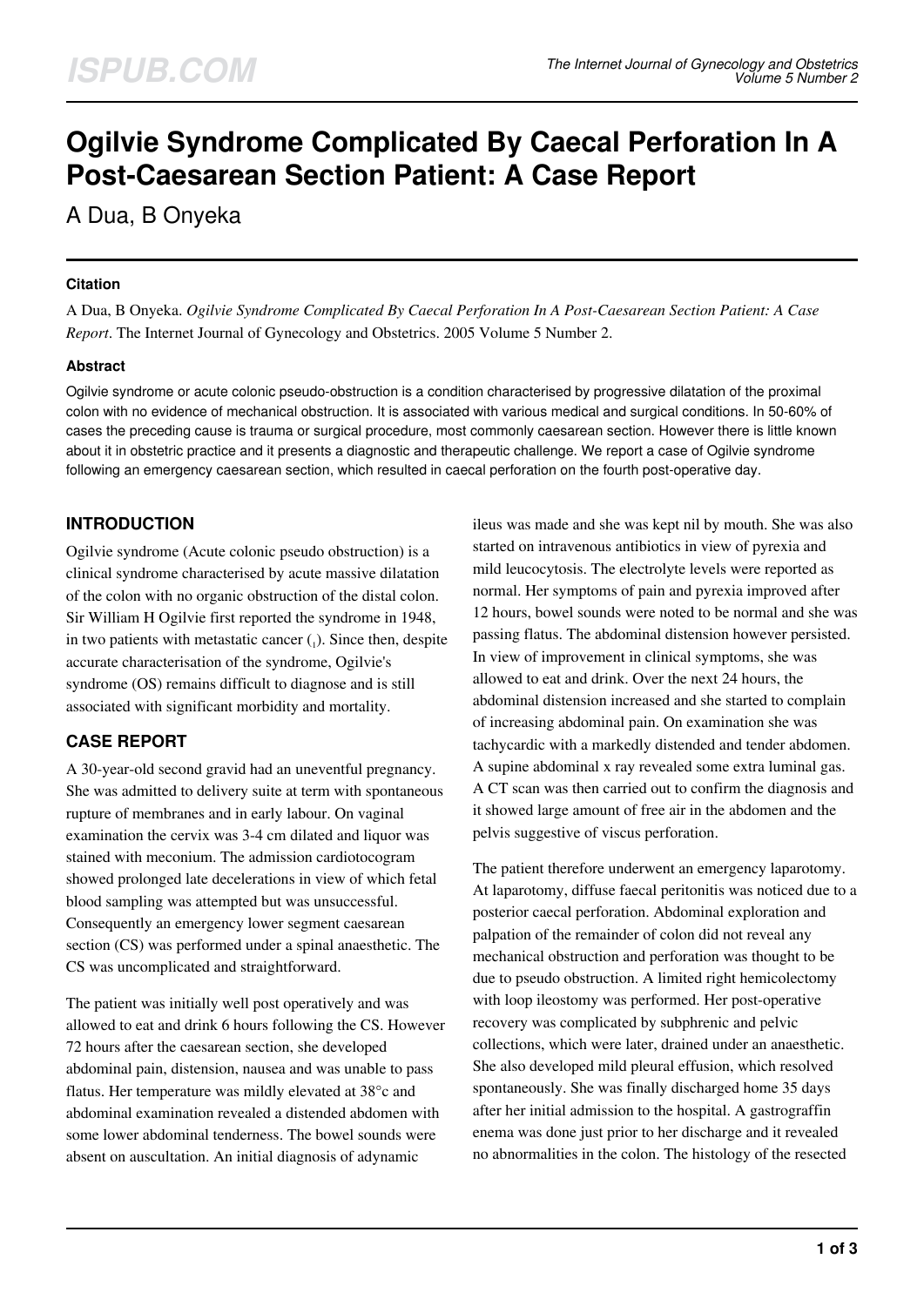# Ogilvie Syndrome Complicated By Caecal Perforation In A Post-Caesarean Section Patient: A Case Report

A Dua, B Onyeka

### Citation

A Dua, B Onyeka. *Ogilvie Syndrome Complicated By Caecal Perforation In A Post-Caesarean Section Patient: A Case Report*. The Internet Journal of Gynecology and Obstetrics. 2005 Volume 5 Number 2.

### Abstract

Ogilvie syndrome or acute colonic pseudo-obstruction is a condition characterised by progressive dilatation of the proximal colon with no evidence of mechanical obstruction. It is associated with various medical and surgical conditions. In 50-60% of cases the preceding cause is trauma or surgical procedure, most commonly caesarean section. However there is little known about it in obstetric practice and it presents a diagnostic and therapeutic challenge. We report a case of Ogilvie syndrome following an emergency caesarean section, which resulted in caecal perforation on the fourth post-operative day.

## INTRODUCTION

Ogilvie syndrome (Acute colonic pseudo obstruction) is a clinical syndrome characterised by acute massive dilatation of the colon with no organic obstruction of the distal colon. Sir William H Ogilvie first reported the syndrome in 1948, in two patients with metastatic cancer ([1]). Since then, despite accurate characterisation of the syndrome, Ogilvie's syndrome (OS) remains difficult to diagnose and is still associated with significant morbidity and mortality.

## CASE REPORT

A 30-year-old second gravid had an uneventful pregnancy. She was admitted to delivery suite at term with spontaneous rupture of membranes and in early labour. On vaginal examination the cervix was 3-4 cm dilated and liquor was stained with meconium. The admission cardiotocogram showed prolonged late decelerations in view of which fetal blood sampling was attempted but was unsuccessful. Consequently an emergency lower segment caesarean section (CS) was performed under a spinal anaesthetic. The CS was uncomplicated and straightforward.

The patient was initially well post operatively and was allowed to eat and drink 6 hours following the CS. However 72 hours after the caesarean section, she developed abdominal pain, distension, nausea and was unable to pass flatus. Her temperature was mildly elevated at 38°c and abdominal examination revealed a distended abdomen with some lower abdominal tenderness. The bowel sounds were absent on auscultation. An initial diagnosis of adynamic ileus was made and she was kept nil by mouth. She was also started on intravenous antibiotics in view of pyrexia and mild leucocytosis. The electrolyte levels were reported as normal. Her symptoms of pain and pyrexia improved after 12 hours, bowel sounds were noted to be normal and she was passing flatus. The abdominal distension however persisted. In view of improvement in clinical symptoms, she was allowed to eat and drink. Over the next 24 hours, the abdominal distension increased and she started to complain of increasing abdominal pain. On examination she was tachycardic with a markedly distended and tender abdomen. A supine abdominal x ray revealed some extra luminal gas. A CT scan was then carried out to confirm the diagnosis and it showed large amount of free air in the abdomen and the pelvis suggestive of viscus perforation.

The patient therefore underwent an emergency laparotomy. At laparotomy, diffuse faecal peritonitis was noticed due to a posterior caecal perforation. Abdominal exploration and palpation of the remainder of colon did not reveal any mechanical obstruction and perforation was thought to be due to pseudo obstruction. A limited right hemicolectomy with loop ileostomy was performed. Her post-operative recovery was complicated by subphrenic and pelvic collections, which were later, drained under an anaesthetic. She also developed mild pleural effusion, which resolved spontaneously. She was finally discharged home 35 days after her initial admission to the hospital. A gastrograffin enema was done just prior to her discharge and it revealed no abnormalities in the colon. The histology of the resected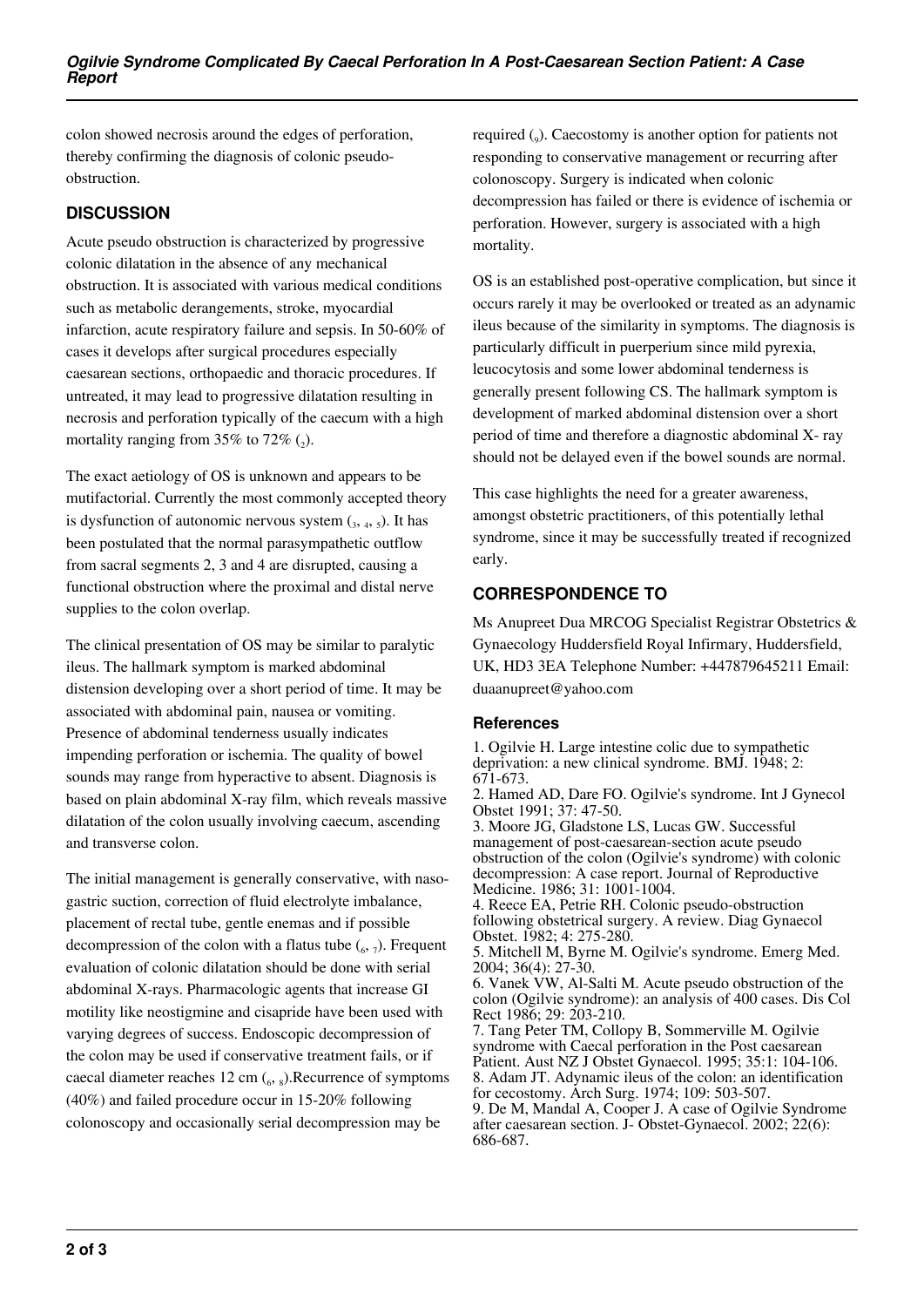colon showed necrosis around the edges of perforation, thereby confirming the diagnosis of colonic pseudo-obstruction.

## DISCUSSION

Acute pseudo obstruction is characterized by progressive colonic dilatation in the absence of any mechanical obstruction. It is associated with various medical conditions such as metabolic derangements, stroke, myocardial infarction, acute respiratory failure and sepsis. In 50-60% of cases it develops after surgical procedures especially caesarean sections, orthopaedic and thoracic procedures. If untreated, it may lead to progressive dilatation resulting in necrosis and perforation typically of the caecum with a high mortality ranging from 35% to 72% [2].

The exact aetiology of OS is unknown and appears to be mutifactorial. Currently the most commonly accepted theory is dysfunction of autonomic nervous system [3, 4, 5]. It has been postulated that the normal parasympathetic outflow from sacral segments 2, 3 and 4 are disrupted, causing a functional obstruction where the proximal and distal nerve supplies to the colon overlap.

The clinical presentation of OS may be similar to paralytic ileus. The hallmark symptom is marked abdominal distension developing over a short period of time. It may be associated with abdominal pain, nausea or vomiting. Presence of abdominal tenderness usually indicates impending perforation or ischemia. The quality of bowel sounds may range from hyperactive to absent. Diagnosis is based on plain abdominal X-ray film, which reveals massive dilatation of the colon usually involving caecum, ascending and transverse colon.

The initial management is generally conservative, with naso-gastric suction, correction of fluid electrolyte imbalance, placement of rectal tube, gentle enemas and if possible decompression of the colon with a flatus tube [6, 7]. Frequent evaluation of colonic dilatation should be done with serial abdominal X-rays. Pharmacologic agents that increase GI motility like neostigmine and cisapride have been used with varying degrees of success. Endoscopic decompression of the colon may be used if conservative treatment fails, or if caecal diameter reaches 12 cm [6, 8].Recurrence of symptoms (40%) and failed procedure occur in 15-20% following colonoscopy and occasionally serial decompression may be required [9]. Caecostomy is another option for patients not responding to conservative management or recurring after colonoscopy. Surgery is indicated when colonic decompression has failed or there is evidence of ischemia or perforation. However, surgery is associated with a high mortality.

OS is an established post-operative complication, but since it occurs rarely it may be overlooked or treated as an adynamic ileus because of the similarity in symptoms. The diagnosis is particularly difficult in puerperium since mild pyrexia, leucocytosis and some lower abdominal tenderness is generally present following CS. The hallmark symptom is development of marked abdominal distension over a short period of time and therefore a diagnostic abdominal X- ray should not be delayed even if the bowel sounds are normal.

This case highlights the need for a greater awareness, amongst obstetric practitioners, of this potentially lethal syndrome, since it may be successfully treated if recognized early.

## CORRESPONDENCE TO

Ms Anupreet Dua MRCOG Specialist Registrar Obstetrics & Gynaecology Huddersfield Royal Infirmary, Huddersfield, UK, HD3 3EA Telephone Number: +447879645211 Email: duaanupreet@yahoo.com

### References

1. Ogilvie H. Large intestine colic due to sympathetic deprivation: a new clinical syndrome. BMJ. 1948; 2: 671-673.
2. Hamed AD, Dare FO. Ogilvie's syndrome. Int J Gynecol Obstet 1991; 37: 47-50.
3. Moore JG, Gladstone LS, Lucas GW. Successful management of post-caesarean-section acute pseudo obstruction of the colon (Ogilvie's syndrome) with colonic decompression: A case report. Journal of Reproductive Medicine. 1986; 31: 1001-1004.
4. Reece EA, Petrie RH. Colonic pseudo-obstruction following obstetrical surgery. A review. Diag Gynaecol Obstet. 1982; 4: 275-280.
5. Mitchell M, Byrne M. Ogilvie's syndrome. Emerg Med. 2004; 36(4): 27-30.
6. Vanek VW, Al-Salti M. Acute pseudo obstruction of the colon (Ogilvie syndrome): an analysis of 400 cases. Dis Col Rect 1986; 29: 203-210.
7. Tang Peter TM, Collopy B, Sommerville M. Ogilvie syndrome with Caecal perforation in the Post caesarean Patient. Aust NZ J Obstet Gynaecol. 1995; 35:1: 104-106.
8. Adam JT. Adynamic ileus of the colon: an identification for cecostomy. Arch Surg. 1974; 109: 503-507.
9. De M, Mandal A, Cooper J. A case of Ogilvie Syndrome after caesarean section. J- Obstet-Gynaecol. 2002; 22(6): 686-687.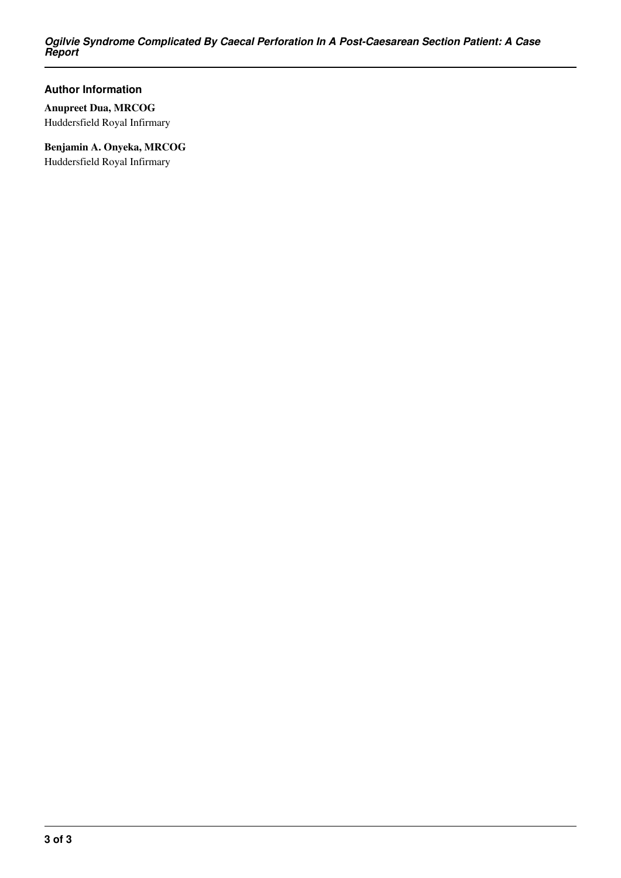## Author Information

**Anupreet Dua, MRCOG**
Huddersfield Royal Infirmary

**Benjamin A. Onyeka, MRCOG**
Huddersfield Royal Infirmary